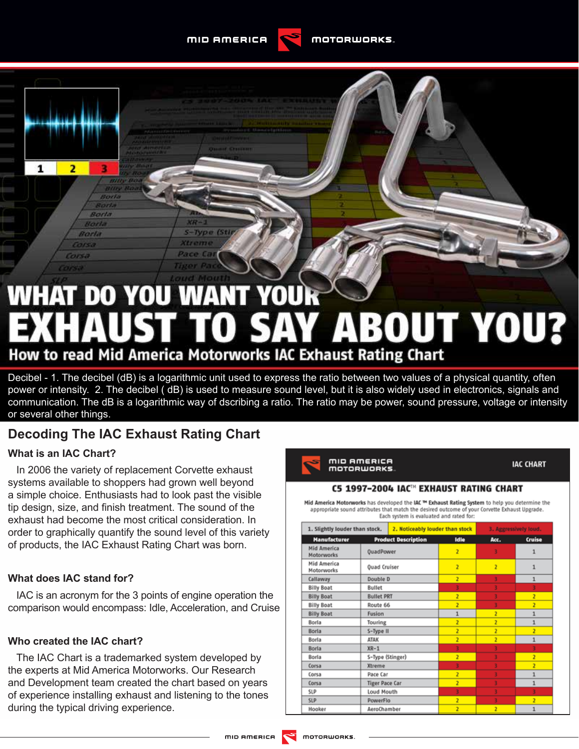# WHAT DO YOU WANT YOUR EXHAUST TO SAY ABOUT YOU?

## How to read Mid America Motorworks IAC Exhaust Rating Chart

Decibel - 1. The decibel (dB) is a logarithmic unit used to express the ratio between two values of a physical quantity, often power or intensity. 2. The decibel ( dB) is used to measure sound level, but it is also widely used in electronics, signals and communication. The dB is a logarithmic way of dscribing a ratio. The ratio may be power, sound pressure, voltage or intensity or several other things.

## Decoding The IAC Exhaust Rating Chart

### What is an IAC Chart?

In 2006 the variety of replacement Corvette exhaust systems available to shoppers had grown well beyond a simple choice. Enthusiasts had to look past the visible tip design, size, and finish treatment. The sound of the exhaust had become the most critical consideration. In order to graphically quantify the sound level of this variety of products, the IAC Exhaust Rating Chart was born.

### What does IAC stand for?

IAC is an acronym for the 3 points of engine operation the comparison would encompass: Idle, Acceleration, and Cruise

### Who created the IAC chart?

The IAC Chart is a trademarked system developed by the experts at Mid America Motorworks. Our Research and Development team created the chart based on years of experience installing exhaust and listening to the tones during the typical driving experience.

**MID AMERICA MOTORWORKS — IAC CHART**

**C5 1997-2004 IAC™ EXHAUST RATING CHART**

Mid America Motorworks has developed the IAC ™ Exhaust Rating System to help you determine the appropriate sound attributes that match the desired outcome of your Corvette Exhaust Upgrade. Each system is evaluated and rated for:

1. Slightly louder than stock. 2. Noticeably louder than stock 3. Aggressively loud.

| Manufacturer | Product Description | Idle | Acc. | Cruise |
|---|---|---|---|---|
| Mid America Motorworks | QuadPower | 2 | 3 | 1 |
| Mid America Motorworks | Quad Cruiser | 2 | 2 | 1 |
| Callaway | Double D | 2 | 3 | 1 |
| Billy Boat | Bullet | 3 | 3 | 3 |
| Billy Boat | Bullet PRT | 2 | 3 | 2 |
| Billy Boat | Route 66 | 2 | 3 | 2 |
| Billy Boat | Fusion | 1 | 2 | 1 |
| Borla | Touring | 2 | 2 | 1 |
| Borla | S-Type II | 2 | 2 | 2 |
| Borla | ATAK | 2 | 2 | 1 |
| Borla | XR-1 | 3 | 3 | 3 |
| Borla | S-Type (Stinger) | 2 | 3 | 2 |
| Corsa | Xtreme | 3 | 3 | 2 |
| Corsa | Pace Car | 2 | 3 | 1 |
| Corsa | Tiger Pace Car | 2 | 3 | 1 |
| SLP | Loud Mouth | 3 | 3 | 3 |
| SLP | PowerFlo | 2 | 3 | 2 |
| Hooker | AeroChamber | 2 | 2 | 1 |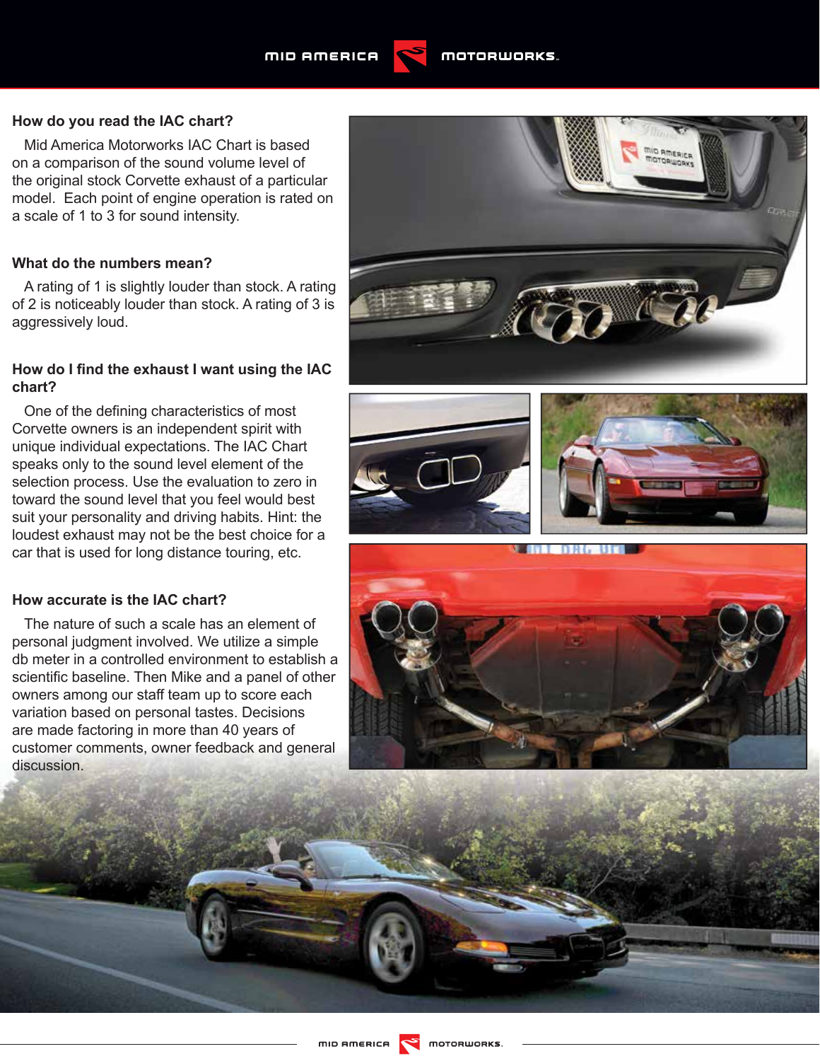## How do you read the IAC chart?

Mid America Motorworks IAC Chart is based on a comparison of the sound volume level of the original stock Corvette exhaust of a particular model. Each point of engine operation is rated on a scale of 1 to 3 for sound intensity.

## What do the numbers mean?

A rating of 1 is slightly louder than stock. A rating of 2 is noticeably louder than stock. A rating of 3 is aggressively loud.

## How do I find the exhaust I want using the IAC chart?

One of the defining characteristics of most Corvette owners is an independent spirit with unique individual expectations. The IAC Chart speaks only to the sound level element of the selection process. Use the evaluation to zero in toward the sound level that you feel would best suit your personality and driving habits. Hint: the loudest exhaust may not be the best choice for a car that is used for long distance touring, etc.

## How accurate is the IAC chart?

The nature of such a scale has an element of personal judgment involved. We utilize a simple db meter in a controlled environment to establish a scientific baseline. Then Mike and a panel of other owners among our staff team up to score each variation based on personal tastes. Decisions are made factoring in more than 40 years of customer comments, owner feedback and general discussion.